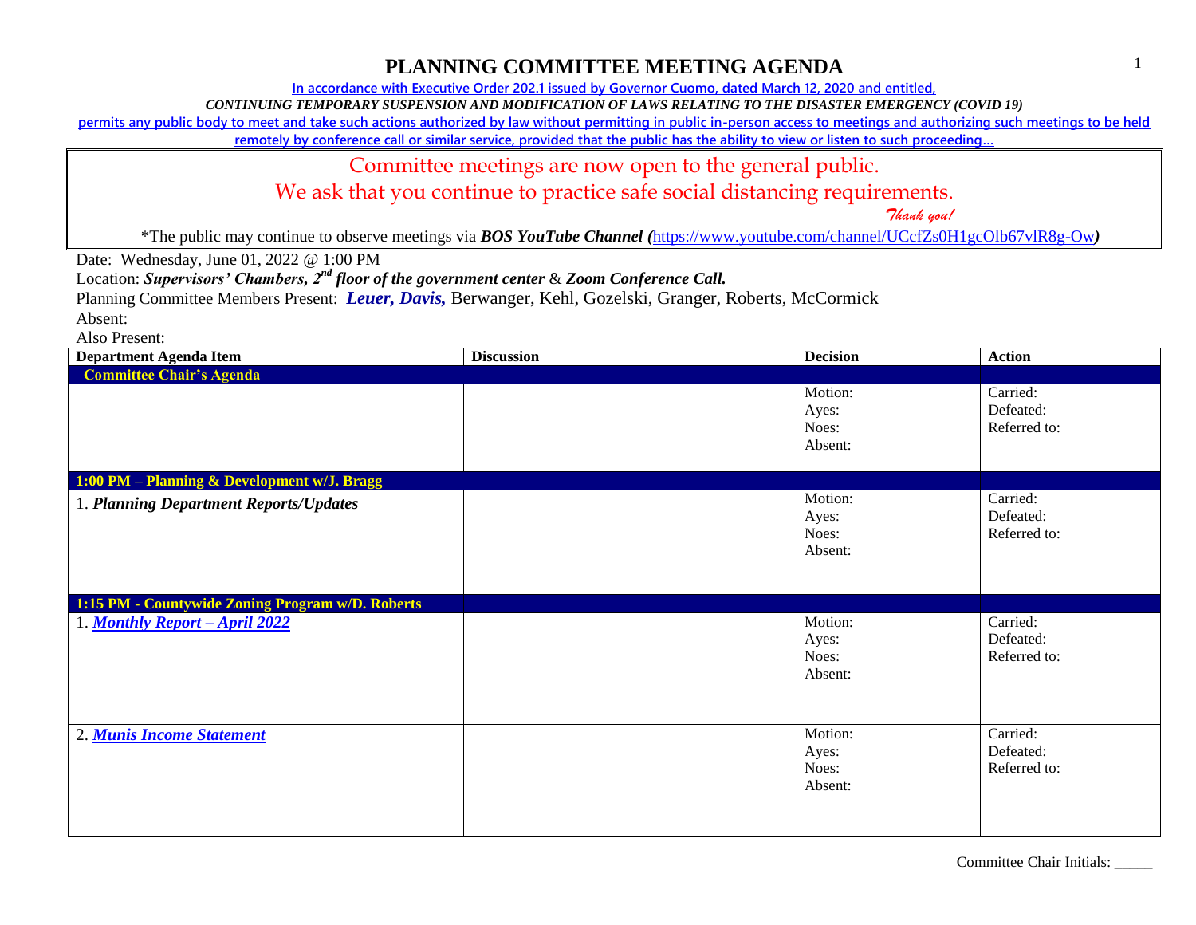# PLANNING COMMITTEE MEETING AGENDA

In accordance with Executive Order 202.1 issued by Governor Cuomo, dated March 12, 2020 and entitled,

*CONTINUING TEMPORARY SUSPENSION AND MODIFICATION OF LAWS RELATING TO THE DISASTER EMERGENCY (COVID 19)*

permits any public body to meet and take such actions authorized by law without permitting in public in-person access to meetings and authorizing such meetings to be held remotely by conference call or similar service, provided that the public has the ability to view or listen to such proceeding…

Committee meetings are now open to the general public.

We ask that you continue to practice safe social distancing requirements.

*Thank you!*

*The public may continue to observe meetings via ***BOS YouTube Channel*** *(*https://www.youtube.com/channel/UCcfZs0H1gcOlb67vlR8g-Ow*)*

Date: Wednesday, June 01, 2022 @ 1:00 PM

Location: ***Supervisors' Chambers, 2nd floor of the government center*** & ***Zoom Conference Call.***

Planning Committee Members Present: ***Leuer, Davis,*** Berwanger, Kehl, Gozelski, Granger, Roberts, McCormick

Absent:

Also Present:

| Department Agenda Item | Discussion | Decision | Action |
|---|---|---|---|
| **Committee Chair's Agenda** | | | |
| | | Motion:<br>Ayes:<br>Noes:<br>Absent: | Carried:<br>Defeated:<br>Referred to: |
| **1:00 PM – Planning & Development w/J. Bragg** | | | |
| 1. ***Planning Department Reports/Updates*** | | Motion:<br>Ayes:<br>Noes:<br>Absent: | Carried:<br>Defeated:<br>Referred to: |
| **1:15 PM - Countywide Zoning Program w/D. Roberts** | | | |
| 1. ***Monthly Report – April 2022*** | | Motion:<br>Ayes:<br>Noes:<br>Absent: | Carried:<br>Defeated:<br>Referred to: |
| 2. ***Munis Income Statement*** | | Motion:<br>Ayes:<br>Noes:<br>Absent: | Carried:<br>Defeated:<br>Referred to: |

Committee Chair Initials: _____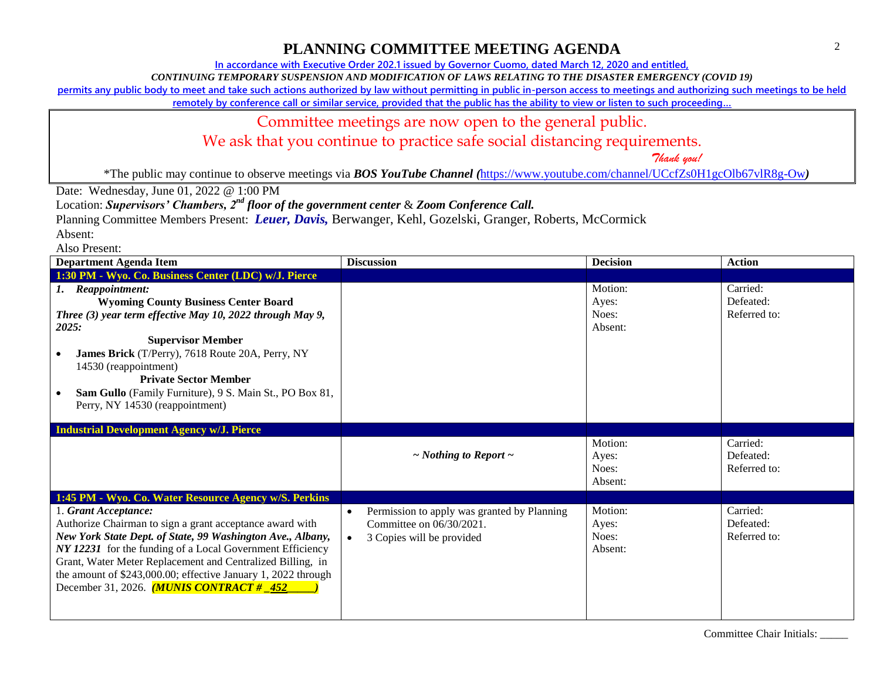# PLANNING COMMITTEE MEETING AGENDA

In accordance with Executive Order 202.1 issued by Governor Cuomo, dated March 12, 2020 and entitled,

*CONTINUING TEMPORARY SUSPENSION AND MODIFICATION OF LAWS RELATING TO THE DISASTER EMERGENCY (COVID 19)*

permits any public body to meet and take such actions authorized by law without permitting in public in-person access to meetings and authorizing such meetings to be held remotely by conference call or similar service, provided that the public has the ability to view or listen to such proceeding…

Committee meetings are now open to the general public.

We ask that you continue to practice safe social distancing requirements.

*Thank you!*

*The public may continue to observe meetings via ***BOS YouTube Channel*** *(*https://www.youtube.com/channel/UCcfZs0H1gcOlb67vlR8g-Ow*)*

Date: Wednesday, June 01, 2022 @ 1:00 PM

Location: ***Supervisors' Chambers, 2nd floor of the government center*** & ***Zoom Conference Call.***

Planning Committee Members Present: ***Leuer, Davis,*** Berwanger, Kehl, Gozelski, Granger, Roberts, McCormick

Absent:

Also Present:

| Department Agenda Item | Discussion | Decision | Action |
|---|---|---|---|
| **1:30 PM - Wyo. Co. Business Center (LDC) w/J. Pierce** | | | |
| ***1. Reappointment:*** **Wyoming County Business Center Board** ***Three (3) year term effective May 10, 2022 through May 9, 2025:*** **Supervisor Member** • **James Brick** (T/Perry), 7618 Route 20A, Perry, NY 14530 (reappointment) **Private Sector Member** • **Sam Gullo** (Family Furniture), 9 S. Main St., PO Box 81, Perry, NY 14530 (reappointment) | | Motion: Ayes: Noes: Absent: | Carried: Defeated: Referred to: |
| **Industrial Development Agency w/J. Pierce** | | | |
| | ***~ Nothing to Report ~*** | Motion: Ayes: Noes: Absent: | Carried: Defeated: Referred to: |
| **1:45 PM - Wyo. Co. Water Resource Agency w/S. Perkins** | | | |
| 1. ***Grant Acceptance:*** Authorize Chairman to sign a grant acceptance award with ***New York State Dept. of State, 99 Washington Ave., Albany, NY 12231*** for the funding of a Local Government Efficiency Grant, Water Meter Replacement and Centralized Billing, in the amount of $243,000.00; effective January 1, 2022 through December 31, 2026. ***(MUNIS CONTRACT # _452_____)*** | • Permission to apply was granted by Planning Committee on 06/30/2021. • 3 Copies will be provided | Motion: Ayes: Noes: Absent: | Carried: Defeated: Referred to: |

Committee Chair Initials: _____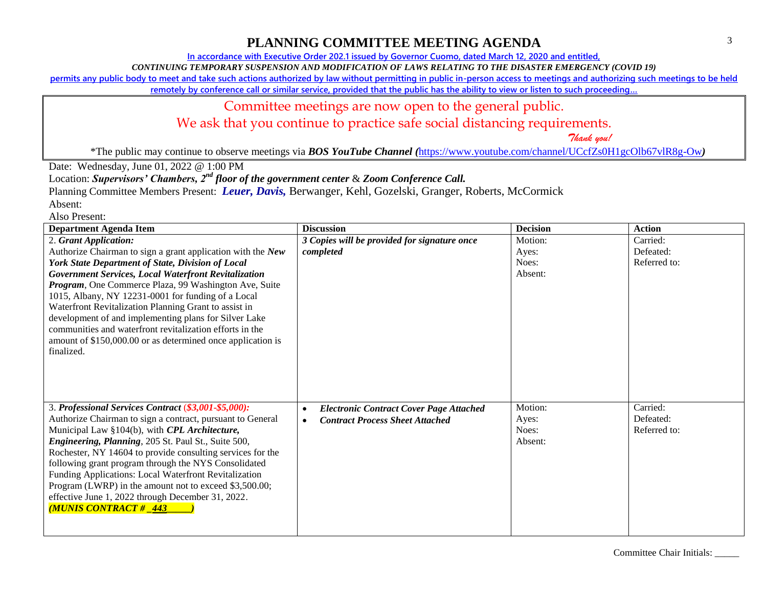# PLANNING COMMITTEE MEETING AGENDA

In accordance with Executive Order 202.1 issued by Governor Cuomo, dated March 12, 2020 and entitled,

*CONTINUING TEMPORARY SUSPENSION AND MODIFICATION OF LAWS RELATING TO THE DISASTER EMERGENCY (COVID 19)*

permits any public body to meet and take such actions authorized by law without permitting in public in-person access to meetings and authorizing such meetings to be held remotely by conference call or similar service, provided that the public has the ability to view or listen to such proceeding…

Committee meetings are now open to the general public.

We ask that you continue to practice safe social distancing requirements.

*Thank you!*

*The public may continue to observe meetings via ***BOS YouTube Channel*** *(*https://www.youtube.com/channel/UCcfZs0H1gcOlb67vlR8g-Ow*)*

Date: Wednesday, June 01, 2022 @ 1:00 PM

Location: ***Supervisors' Chambers, 2nd floor of the government center*** & ***Zoom Conference Call.***

Planning Committee Members Present: ***Leuer, Davis,*** Berwanger, Kehl, Gozelski, Granger, Roberts, McCormick

Absent:

Also Present:

| Department Agenda Item | Discussion | Decision | Action |
|---|---|---|---|
| 2. ***Grant Application:*** Authorize Chairman to sign a grant application with the ***New York State Department of State, Division of Local Government Services, Local Waterfront Revitalization Program***, One Commerce Plaza, 99 Washington Ave, Suite 1015, Albany, NY 12231-0001 for funding of a Local Waterfront Revitalization Planning Grant to assist in development of and implementing plans for Silver Lake communities and waterfront revitalization efforts in the amount of $150,000.00 or as determined once application is finalized. | ***3 Copies will be provided for signature once completed*** | Motion:<br>Ayes:<br>Noes:<br>Absent: | Carried:<br>Defeated:<br>Referred to: |
| 3. ***Professional Services Contract (\$3,001-\$5,000):*** Authorize Chairman to sign a contract, pursuant to General Municipal Law §104(b), with ***CPL Architecture, Engineering, Planning***, 205 St. Paul St., Suite 500, Rochester, NY 14604 to provide consulting services for the following grant program through the NYS Consolidated Funding Applications: Local Waterfront Revitalization Program (LWRP) in the amount not to exceed $3,500.00; effective June 1, 2022 through December 31, 2022. ***(MUNIS CONTRACT # _443_____)*** | • ***Electronic Contract Cover Page Attached***<br>• ***Contract Process Sheet Attached*** | Motion:<br>Ayes:<br>Noes:<br>Absent: | Carried:<br>Defeated:<br>Referred to: |

Committee Chair Initials: _____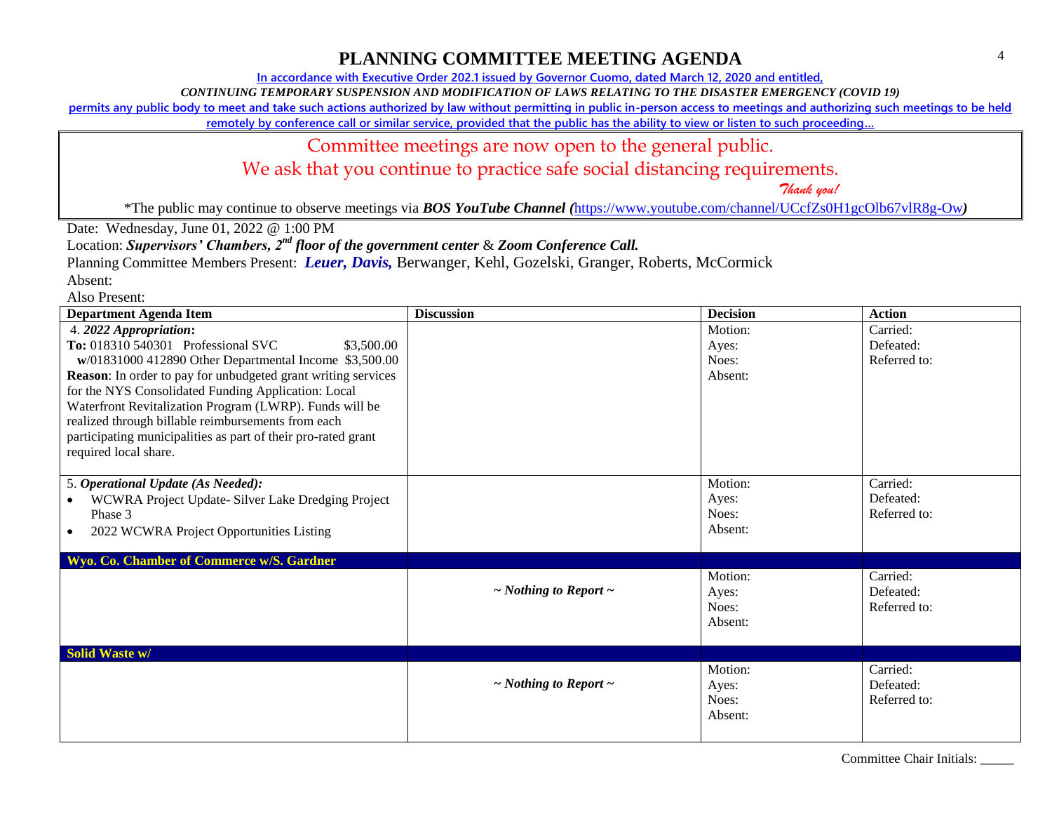# PLANNING COMMITTEE MEETING AGENDA

In accordance with Executive Order 202.1 issued by Governor Cuomo, dated March 12, 2020 and entitled,

*CONTINUING TEMPORARY SUSPENSION AND MODIFICATION OF LAWS RELATING TO THE DISASTER EMERGENCY (COVID 19)*

permits any public body to meet and take such actions authorized by law without permitting in public in-person access to meetings and authorizing such meetings to be held remotely by conference call or similar service, provided that the public has the ability to view or listen to such proceeding…

Committee meetings are now open to the general public.

We ask that you continue to practice safe social distancing requirements.

*Thank you!*

*The public may continue to observe meetings via ***BOS YouTube Channel (***https://www.youtube.com/channel/UCcfZs0H1gcOlb67vlR8g-Ow***)***

Date: Wednesday, June 01, 2022 @ 1:00 PM

Location: ***Supervisors' Chambers, 2nd floor of the government center*** & ***Zoom Conference Call.***

Planning Committee Members Present: ***Leuer, Davis,*** Berwanger, Kehl, Gozelski, Granger, Roberts, McCormick

Absent:

Also Present:

| Department Agenda Item | Discussion | Decision | Action |
|---|---|---|---|
| 4. ***2022 Appropriation*:**<br>**To:** 018310 540301 Professional SVC $3,500.00<br>**w**/01831000 412890 Other Departmental Income $3,500.00<br>**Reason**: In order to pay for unbudgeted grant writing services for the NYS Consolidated Funding Application: Local Waterfront Revitalization Program (LWRP). Funds will be realized through billable reimbursements from each participating municipalities as part of their pro-rated grant required local share. | | Motion:<br>Ayes:<br>Noes:<br>Absent: | Carried:<br>Defeated:<br>Referred to: |
| 5. ***Operational Update (As Needed):***<br>• WCWRA Project Update- Silver Lake Dredging Project Phase 3<br>• 2022 WCWRA Project Opportunities Listing | | Motion:<br>Ayes:<br>Noes:<br>Absent: | Carried:<br>Defeated:<br>Referred to: |
| **Wyo. Co. Chamber of Commerce w/S. Gardner** | | | |
| | ***~ Nothing to Report ~*** | Motion:<br>Ayes:<br>Noes:<br>Absent: | Carried:<br>Defeated:<br>Referred to: |
| **Solid Waste w/** | | | |
| | ***~ Nothing to Report ~*** | Motion:<br>Ayes:<br>Noes:<br>Absent: | Carried:<br>Defeated:<br>Referred to: |

Committee Chair Initials: _____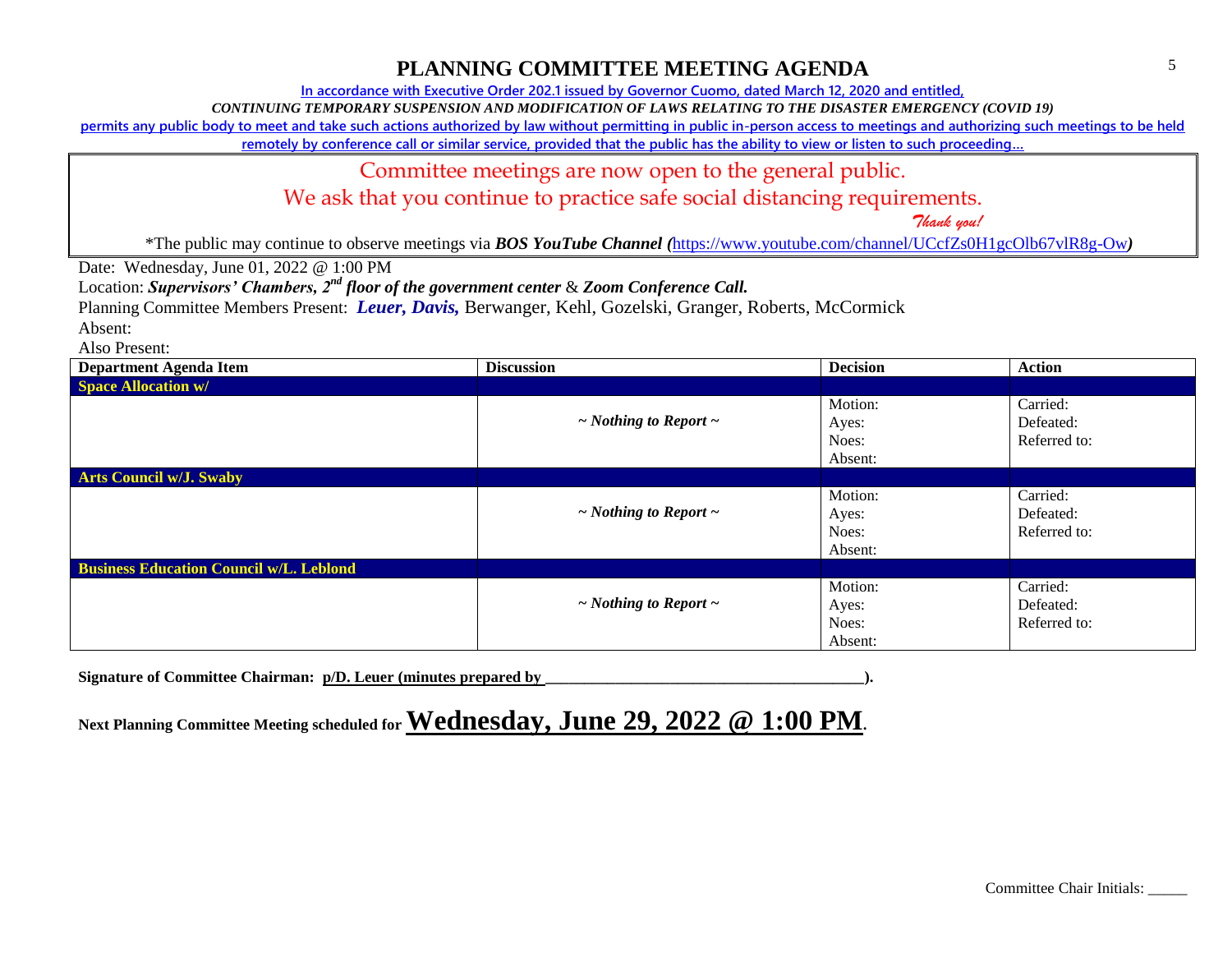# PLANNING COMMITTEE MEETING AGENDA

In accordance with Executive Order 202.1 issued by Governor Cuomo, dated March 12, 2020 and entitled,

*CONTINUING TEMPORARY SUSPENSION AND MODIFICATION OF LAWS RELATING TO THE DISASTER EMERGENCY (COVID 19)*

permits any public body to meet and take such actions authorized by law without permitting in public in-person access to meetings and authorizing such meetings to be held remotely by conference call or similar service, provided that the public has the ability to view or listen to such proceeding…

Committee meetings are now open to the general public.

We ask that you continue to practice safe social distancing requirements.

*Thank you!*

*The public may continue to observe meetings via ***BOS YouTube Channel (***https://www.youtube.com/channel/UCcfZs0H1gcOlb67vlR8g-Ow***)***

Date: Wednesday, June 01, 2022 @ 1:00 PM

Location: ***Supervisors' Chambers, 2nd floor of the government center*** & ***Zoom Conference Call.***

Planning Committee Members Present: ***Leuer, Davis,*** Berwanger, Kehl, Gozelski, Granger, Roberts, McCormick

Absent:

Also Present:

| Department Agenda Item | Discussion | Decision | Action |
|---|---|---|---|
| **Space Allocation w/** | | | |
| | *~ Nothing to Report ~* | Motion:<br>Ayes:<br>Noes:<br>Absent: | Carried:<br>Defeated:<br>Referred to: |
| **Arts Council w/J. Swaby** | | | |
| | *~ Nothing to Report ~* | Motion:<br>Ayes:<br>Noes:<br>Absent: | Carried:<br>Defeated:<br>Referred to: |
| **Business Education Council w/L. Leblond** | | | |
| | *~ Nothing to Report ~* | Motion:<br>Ayes:<br>Noes:<br>Absent: | Carried:<br>Defeated:<br>Referred to: |

**Signature of Committee Chairman: p/D. Leuer (minutes prepared by ________________________________________).**

**Next Planning Committee Meeting scheduled for Wednesday, June 29, 2022 @ 1:00 PM.**

Committee Chair Initials: _____